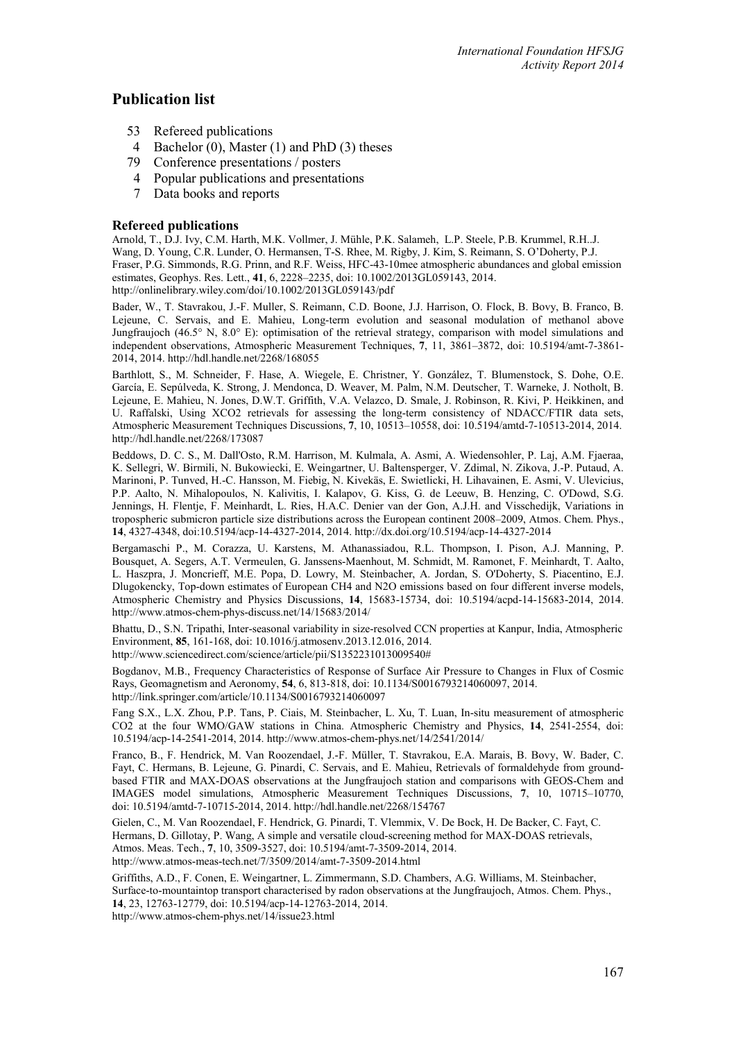# Publication list

- 53 Refereed publications
- 4 Bachelor (0), Master (1) and PhD (3) theses
- 79 Conference presentations / posters
- 4 Popular publications and presentations
- 7 Data books and reports

### Refereed publications

Arnold, T., D.J. Ivy, C.M. Harth, M.K. Vollmer, J. Mühle, P.K. Salameh, L.P. Steele, P.B. Krummel, R.H..J. Wang, D. Young, C.R. Lunder, O. Hermansen, T-S. Rhee, M. Rigby, J. Kim, S. Reimann, S. O'Doherty, P.J. Fraser, P.G. Simmonds, R.G. Prinn, and R.F. Weiss, HFC-43-10mee atmospheric abundances and global emission estimates, Geophys. Res. Lett., **41**, 6, 2228–2235, doi: 10.1002/2013GL059143, 2014. http://onlinelibrary.wiley.com/doi/10.1002/2013GL059143/pdf

Bader, W., T. Stavrakou, J.-F. Muller, S. Reimann, C.D. Boone, J.J. Harrison, O. Flock, B. Bovy, B. Franco, B. Lejeune, C. Servais, and E. Mahieu, Long-term evolution and seasonal modulation of methanol above Jungfraujoch (46.5° N, 8.0° E): optimisation of the retrieval strategy, comparison with model simulations and independent observations, Atmospheric Measurement Techniques, **7**, 11, 3861–3872, doi: 10.5194/amt-7-3861-2014, 2014. http://hdl.handle.net/2268/168055

Barthlott, S., M. Schneider, F. Hase, A. Wiegele, E. Christner, Y. González, T. Blumenstock, S. Dohe, O.E. García, E. Sepúlveda, K. Strong, J. Mendonca, D. Weaver, M. Palm, N.M. Deutscher, T. Warneke, J. Notholt, B. Lejeune, E. Mahieu, N. Jones, D.W.T. Griffith, V.A. Velazco, D. Smale, J. Robinson, R. Kivi, P. Heikkinen, and U. Raffalski, Using XCO2 retrievals for assessing the long-term consistency of NDACC/FTIR data sets, Atmospheric Measurement Techniques Discussions, **7**, 10, 10513–10558, doi: 10.5194/amtd-7-10513-2014, 2014. http://hdl.handle.net/2268/173087

Beddows, D. C. S., M. Dall'Osto, R.M. Harrison, M. Kulmala, A. Asmi, A. Wiedensohler, P. Laj, A.M. Fjaeraa, K. Sellegri, W. Birmili, N. Bukowiecki, E. Weingartner, U. Baltensperger, V. Zdimal, N. Zikova, J.-P. Putaud, A. Marinoni, P. Tunved, H.-C. Hansson, M. Fiebig, N. Kivekäs, E. Swietlicki, H. Lihavainen, E. Asmi, V. Ulevicius, P.P. Aalto, N. Mihalopoulos, N. Kalivitis, I. Kalapov, G. Kiss, G. de Leeuw, B. Henzing, C. O'Dowd, S.G. Jennings, H. Flentje, F. Meinhardt, L. Ries, H.A.C. Denier van der Gon, A.J.H. and Visschedijk, Variations in tropospheric submicron particle size distributions across the European continent 2008–2009, Atmos. Chem. Phys., **14**, 4327-4348, doi:10.5194/acp-14-4327-2014, 2014. http://dx.doi.org/10.5194/acp-14-4327-2014

Bergamaschi P., M. Corazza, U. Karstens, M. Athanassiadou, R.L. Thompson, I. Pison, A.J. Manning, P. Bousquet, A. Segers, A.T. Vermeulen, G. Janssens-Maenhout, M. Schmidt, M. Ramonet, F. Meinhardt, T. Aalto, L. Haszpra, J. Moncrieff, M.E. Popa, D. Lowry, M. Steinbacher, A. Jordan, S. O'Doherty, S. Piacentino, E.J. Dlugokencky, Top-down estimates of European CH4 and N2O emissions based on four different inverse models, Atmospheric Chemistry and Physics Discussions, **14**, 15683-15734, doi: 10.5194/acpd-14-15683-2014, 2014. http://www.atmos-chem-phys-discuss.net/14/15683/2014/

Bhattu, D., S.N. Tripathi, Inter-seasonal variability in size-resolved CCN properties at Kanpur, India, Atmospheric Environment, **85**, 161-168, doi: 10.1016/j.atmosenv.2013.12.016, 2014. http://www.sciencedirect.com/science/article/pii/S1352231013009540#

Bogdanov, M.B., Frequency Characteristics of Response of Surface Air Pressure to Changes in Flux of Cosmic Rays, Geomagnetism and Aeronomy, **54**, 6, 813-818, doi: 10.1134/S0016793214060097, 2014. http://link.springer.com/article/10.1134/S0016793214060097

Fang S.X., L.X. Zhou, P.P. Tans, P. Ciais, M. Steinbacher, L. Xu, T. Luan, In-situ measurement of atmospheric CO2 at the four WMO/GAW stations in China. Atmospheric Chemistry and Physics, **14**, 2541-2554, doi: 10.5194/acp-14-2541-2014, 2014. http://www.atmos-chem-phys.net/14/2541/2014/

Franco, B., F. Hendrick, M. Van Roozendael, J.-F. Müller, T. Stavrakou, E.A. Marais, B. Bovy, W. Bader, C. Fayt, C. Hermans, B. Lejeune, G. Pinardi, C. Servais, and E. Mahieu, Retrievals of formaldehyde from ground-based FTIR and MAX-DOAS observations at the Jungfraujoch station and comparisons with GEOS-Chem and IMAGES model simulations, Atmospheric Measurement Techniques Discussions, **7**, 10, 10715–10770, doi: 10.5194/amtd-7-10715-2014, 2014. http://hdl.handle.net/2268/154767

Gielen, C., M. Van Roozendael, F. Hendrick, G. Pinardi, T. Vlemmix, V. De Bock, H. De Backer, C. Fayt, C. Hermans, D. Gillotay, P. Wang, A simple and versatile cloud-screening method for MAX-DOAS retrievals, Atmos. Meas. Tech., **7**, 10, 3509-3527, doi: 10.5194/amt-7-3509-2014, 2014. http://www.atmos-meas-tech.net/7/3509/2014/amt-7-3509-2014.html

Griffiths, A.D., F. Conen, E. Weingartner, L. Zimmermann, S.D. Chambers, A.G. Williams, M. Steinbacher, Surface-to-mountaintop transport characterised by radon observations at the Jungfraujoch, Atmos. Chem. Phys., **14**, 23, 12763-12779, doi: 10.5194/acp-14-12763-2014, 2014. http://www.atmos-chem-phys.net/14/issue23.html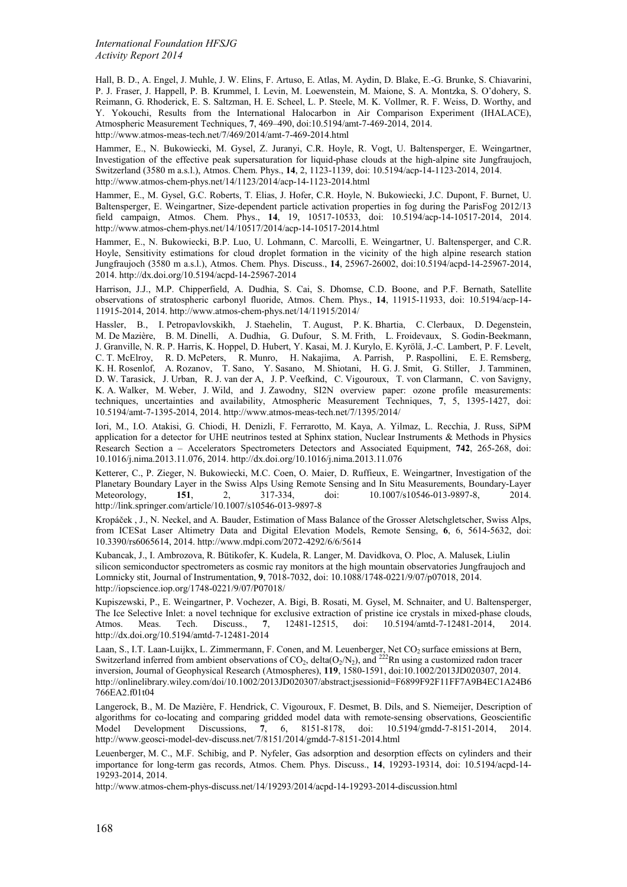Hall, B. D., A. Engel, J. Muhle, J. W. Elins, F. Artuso, E. Atlas, M. Aydin, D. Blake, E.-G. Brunke, S. Chiavarini, P. J. Fraser, J. Happell, P. B. Krummel, I. Levin, M. Loewenstein, M. Maione, S. A. Montzka, S. O'dohery, S. Reimann, G. Rhoderick, E. S. Saltzman, H. E. Scheel, L. P. Steele, M. K. Vollmer, R. F. Weiss, D. Worthy, and Y. Yokouchi, Results from the International Halocarbon in Air Comparison Experiment (IHALACE), Atmospheric Measurement Techniques, **7**, 469–490, doi:10.5194/amt-7-469-2014, 2014. http://www.atmos-meas-tech.net/7/469/2014/amt-7-469-2014.html

Hammer, E., N. Bukowiecki, M. Gysel, Z. Juranyi, C.R. Hoyle, R. Vogt, U. Baltensperger, E. Weingartner, Investigation of the effective peak supersaturation for liquid-phase clouds at the high-alpine site Jungfraujoch, Switzerland (3580 m a.s.l.), Atmos. Chem. Phys., **14**, 2, 1123-1139, doi: 10.5194/acp-14-1123-2014, 2014. http://www.atmos-chem-phys.net/14/1123/2014/acp-14-1123-2014.html

Hammer, E., M. Gysel, G.C. Roberts, T. Elias, J. Hofer, C.R. Hoyle, N. Bukowiecki, J.C. Dupont, F. Burnet, U. Baltensperger, E. Weingartner, Size-dependent particle activation properties in fog during the ParisFog 2012/13 field campaign, Atmos. Chem. Phys., **14**, 19, 10517-10533, doi: 10.5194/acp-14-10517-2014, 2014. http://www.atmos-chem-phys.net/14/10517/2014/acp-14-10517-2014.html

Hammer, E., N. Bukowiecki, B.P. Luo, U. Lohmann, C. Marcolli, E. Weingartner, U. Baltensperger, and C.R. Hoyle, Sensitivity estimations for cloud droplet formation in the vicinity of the high alpine research station Jungfraujoch (3580 m a.s.l.), Atmos. Chem. Phys. Discuss., **14**, 25967-26002, doi:10.5194/acpd-14-25967-2014, 2014. http://dx.doi.org/10.5194/acpd-14-25967-2014

Harrison, J.J., M.P. Chipperfield, A. Dudhia, S. Cai, S. Dhomse, C.D. Boone, and P.F. Bernath, Satellite observations of stratospheric carbonyl fluoride, Atmos. Chem. Phys., **14**, 11915-11933, doi: 10.5194/acp-14-11915-2014, 2014. http://www.atmos-chem-phys.net/14/11915/2014/

Hassler, B., I. Petropavlovskikh, J. Staehelin, T. August, P. K. Bhartia, C. Clerbaux, D. Degenstein, M. De Mazière, B. M. Dinelli, A. Dudhia, G. Dufour, S. M. Frith, L. Froidevaux, S. Godin-Beekmann, J. Granville, N. R. P. Harris, K. Hoppel, D. Hubert, Y. Kasai, M. J. Kurylo, E. Kyrölä, J.-C. Lambert, P. F. Levelt, C. T. McElroy, R. D. McPeters, R. Munro, H. Nakajima, A. Parrish, P. Raspollini, E. E. Remsberg, K. H. Rosenlof, A. Rozanov, T. Sano, Y. Sasano, M. Shiotani, H. G. J. Smit, G. Stiller, J. Tamminen, D. W. Tarasick, J. Urban, R. J. van der A, J. P. Veefkind, C. Vigouroux, T. von Clarmann, C. von Savigny, K. A. Walker, M. Weber, J. Wild, and J. Zawodny, SI2N overview paper: ozone profile measurements: techniques, uncertainties and availability, Atmospheric Measurement Techniques, **7**, 5, 1395-1427, doi: 10.5194/amt-7-1395-2014, 2014. http://www.atmos-meas-tech.net/7/1395/2014/

Iori, M., I.O. Atakisi, G. Chiodi, H. Denizli, F. Ferrarotto, M. Kaya, A. Yilmaz, L. Recchia, J. Russ, SiPM application for a detector for UHE neutrinos tested at Sphinx station, Nuclear Instruments & Methods in Physics Research Section a – Accelerators Spectrometers Detectors and Associated Equipment, **742**, 265-268, doi: 10.1016/j.nima.2013.11.076, 2014. http://dx.doi.org/10.1016/j.nima.2013.11.076

Ketterer, C., P. Zieger, N. Bukowiecki, M.C. Coen, O. Maier, D. Ruffieux, E. Weingartner, Investigation of the Planetary Boundary Layer in the Swiss Alps Using Remote Sensing and In Situ Measurements, Boundary-Layer Meteorology, **151**, 2, 317-334, doi: 10.1007/s10546-013-9897-8, 2014. http://link.springer.com/article/10.1007/s10546-013-9897-8

Kropáček , J., N. Neckel, and A. Bauder, Estimation of Mass Balance of the Grosser Aletschgletscher, Swiss Alps, from ICESat Laser Altimetry Data and Digital Elevation Models, Remote Sensing, **6**, 6, 5614-5632, doi: 10.3390/rs6065614, 2014. http://www.mdpi.com/2072-4292/6/6/5614

Kubancak, J., I. Ambrozova, R. Bütikofer, K. Kudela, R. Langer, M. Davidkova, O. Ploc, A. Malusek, Liulin silicon semiconductor spectrometers as cosmic ray monitors at the high mountain observatories Jungfraujoch and Lomnicky stit, Journal of Instrumentation, **9**, 7018-7032, doi: 10.1088/1748-0221/9/07/p07018, 2014. http://iopscience.iop.org/1748-0221/9/07/P07018/

Kupiszewski, P., E. Weingartner, P. Vochezer, A. Bigi, B. Rosati, M. Gysel, M. Schnaiter, and U. Baltensperger, The Ice Selective Inlet: a novel technique for exclusive extraction of pristine ice crystals in mixed-phase clouds, Atmos. Meas. Tech. Discuss., **7**, 12481-12515, doi: 10.5194/amtd-7-12481-2014, 2014. http://dx.doi.org/10.5194/amtd-7-12481-2014

Laan, S., I.T. Laan-Luijkx, L. Zimmermann, F. Conen, and M. Leuenberger, Net $CO_2$ surface emissions at Bern, Switzerland inferred from ambient observations of $CO_2$, delta($O_2/N_2$), and $^{222}$Rn using a customized radon tracer inversion, Journal of Geophysical Research (Atmospheres), **119**, 1580-1591, doi:10.1002/2013JD020307, 2014. http://onlinelibrary.wiley.com/doi/10.1002/2013JD020307/abstract;jsessionid=F6899F92F11FF7A9B4EC1A24B6766EA2.f01t04

Langerock, B., M. De Mazière, F. Hendrick, C. Vigouroux, F. Desmet, B. Dils, and S. Niemeijer, Description of algorithms for co-locating and comparing gridded model data with remote-sensing observations, Geoscientific Model Development Discussions, **7**, 6, 8151-8178, doi: 10.5194/gmdd-7-8151-2014, 2014. http://www.geosci-model-dev-discuss.net/7/8151/2014/gmdd-7-8151-2014.html

Leuenberger, M. C., M.F. Schibig, and P. Nyfeler, Gas adsorption and desorption effects on cylinders and their importance for long-term gas records, Atmos. Chem. Phys. Discuss., **14**, 19293-19314, doi: 10.5194/acpd-14-19293-2014, 2014.
http://www.atmos-chem-phys-discuss.net/14/19293/2014/acpd-14-19293-2014-discussion.html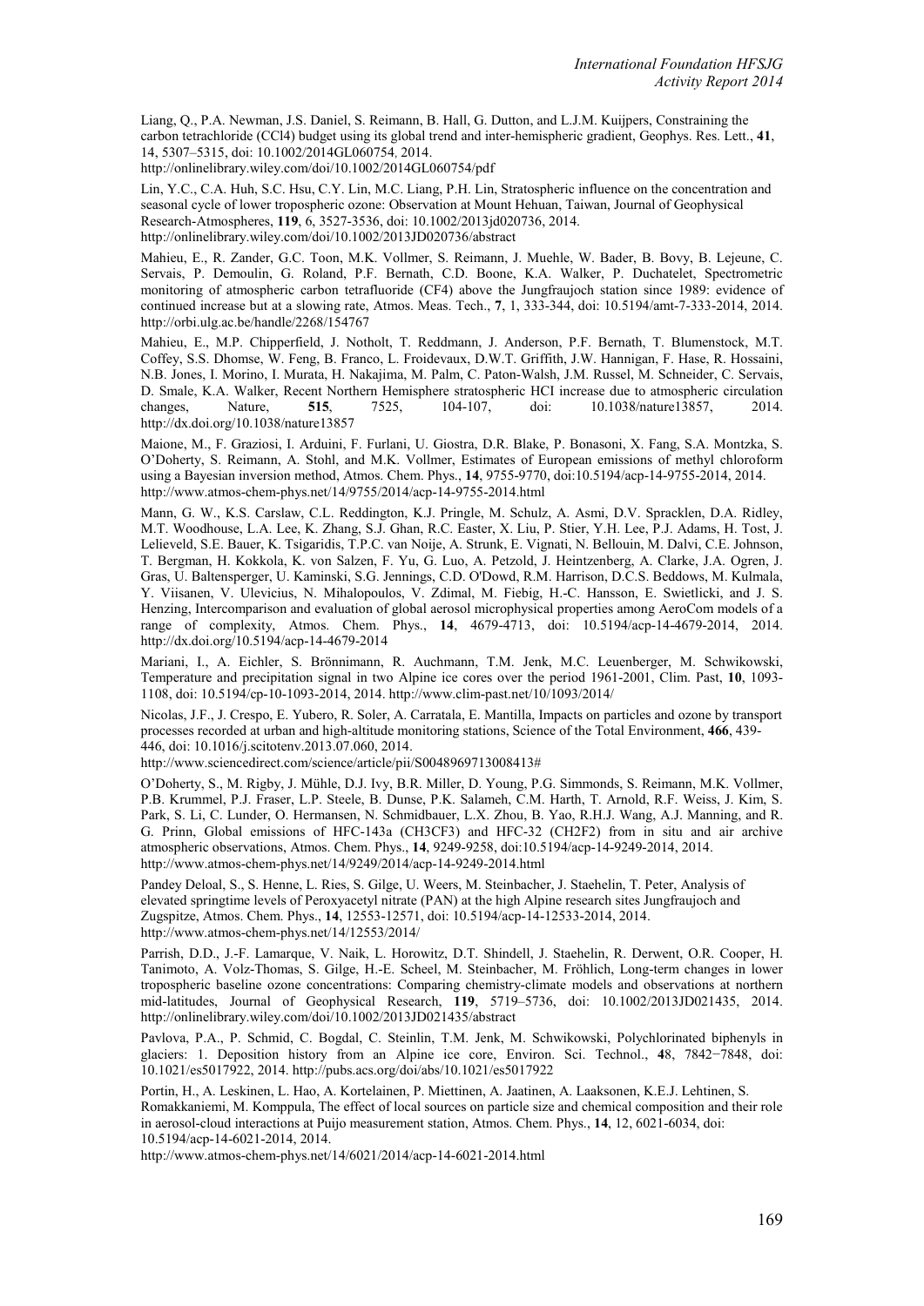Liang, Q., P.A. Newman, J.S. Daniel, S. Reimann, B. Hall, G. Dutton, and L.J.M. Kuijpers, Constraining the carbon tetrachloride (CCl4) budget using its global trend and inter-hemispheric gradient, Geophys. Res. Lett., **41**, 14, 5307–5315, doi: 10.1002/2014GL060754, 2014.
http://onlinelibrary.wiley.com/doi/10.1002/2014GL060754/pdf

Lin, Y.C., C.A. Huh, S.C. Hsu, C.Y. Lin, M.C. Liang, P.H. Lin, Stratospheric influence on the concentration and seasonal cycle of lower tropospheric ozone: Observation at Mount Hehuan, Taiwan, Journal of Geophysical Research-Atmospheres, **119**, 6, 3527-3536, doi: 10.1002/2013jd020736, 2014.
http://onlinelibrary.wiley.com/doi/10.1002/2013JD020736/abstract

Mahieu, E., R. Zander, G.C. Toon, M.K. Vollmer, S. Reimann, J. Muehle, W. Bader, B. Bovy, B. Lejeune, C. Servais, P. Demoulin, G. Roland, P.F. Bernath, C.D. Boone, K.A. Walker, P. Duchatelet, Spectrometric monitoring of atmospheric carbon tetrafluoride (CF4) above the Jungfraujoch station since 1989: evidence of continued increase but at a slowing rate, Atmos. Meas. Tech., **7**, 1, 333-344, doi: 10.5194/amt-7-333-2014, 2014.
http://orbi.ulg.ac.be/handle/2268/154767

Mahieu, E., M.P. Chipperfield, J. Notholt, T. Reddmann, J. Anderson, P.F. Bernath, T. Blumenstock, M.T. Coffey, S.S. Dhomse, W. Feng, B. Franco, L. Froidevaux, D.W.T. Griffith, J.W. Hannigan, F. Hase, R. Hossaini, N.B. Jones, I. Morino, I. Murata, H. Nakajima, M. Palm, C. Paton-Walsh, J.M. Russel, M. Schneider, C. Servais, D. Smale, K.A. Walker, Recent Northern Hemisphere stratospheric HCl increase due to atmospheric circulation changes, Nature, **515**, 7525, 104-107, doi: 10.1038/nature13857, 2014.
http://dx.doi.org/10.1038/nature13857

Maione, M., F. Graziosi, I. Arduini, F. Furlani, U. Giostra, D.R. Blake, P. Bonasoni, X. Fang, S.A. Montzka, S. O'Doherty, S. Reimann, A. Stohl, and M.K. Vollmer, Estimates of European emissions of methyl chloroform using a Bayesian inversion method, Atmos. Chem. Phys., **14**, 9755-9770, doi:10.5194/acp-14-9755-2014, 2014.
http://www.atmos-chem-phys.net/14/9755/2014/acp-14-9755-2014.html

Mann, G. W., K.S. Carslaw, C.L. Reddington, K.J. Pringle, M. Schulz, A. Asmi, D.V. Spracklen, D.A. Ridley, M.T. Woodhouse, L.A. Lee, K. Zhang, S.J. Ghan, R.C. Easter, X. Liu, P. Stier, Y.H. Lee, P.J. Adams, H. Tost, J. Lelieveld, S.E. Bauer, K. Tsigaridis, T.P.C. van Noije, A. Strunk, E. Vignati, N. Bellouin, M. Dalvi, C.E. Johnson, T. Bergman, H. Kokkola, K. von Salzen, F. Yu, G. Luo, A. Petzold, J. Heintzenberg, A. Clarke, J.A. Ogren, J. Gras, U. Baltensperger, U. Kaminski, S.G. Jennings, C.D. O'Dowd, R.M. Harrison, D.C.S. Beddows, M. Kulmala, Y. Viisanen, V. Ulevicius, N. Mihalopoulos, V. Zdimal, M. Fiebig, H.-C. Hansson, E. Swietlicki, and J. S. Henzing, Intercomparison and evaluation of global aerosol microphysical properties among AeroCom models of a range of complexity, Atmos. Chem. Phys., **14**, 4679-4713, doi: 10.5194/acp-14-4679-2014, 2014.
http://dx.doi.org/10.5194/acp-14-4679-2014

Mariani, I., A. Eichler, S. Brönnimann, R. Auchmann, T.M. Jenk, M.C. Leuenberger, M. Schwikowski, Temperature and precipitation signal in two Alpine ice cores over the period 1961-2001, Clim. Past, **10**, 1093-1108, doi: 10.5194/cp-10-1093-2014, 2014. http://www.clim-past.net/10/1093/2014/

Nicolas, J.F., J. Crespo, E. Yubero, R. Soler, A. Carratala, E. Mantilla, Impacts on particles and ozone by transport processes recorded at urban and high-altitude monitoring stations, Science of the Total Environment, **466**, 439-446, doi: 10.1016/j.scitotenv.2013.07.060, 2014.
http://www.sciencedirect.com/science/article/pii/S0048969713008413#

O'Doherty, S., M. Rigby, J. Mühle, D.J. Ivy, B.R. Miller, D. Young, P.G. Simmonds, S. Reimann, M.K. Vollmer, P.B. Krummel, P.J. Fraser, L.P. Steele, B. Dunse, P.K. Salameh, C.M. Harth, T. Arnold, R.F. Weiss, J. Kim, S. Park, S. Li, C. Lunder, O. Hermansen, N. Schmidbauer, L.X. Zhou, B. Yao, R.H.J. Wang, A.J. Manning, and R. G. Prinn, Global emissions of HFC-143a (CH3CF3) and HFC-32 (CH2F2) from in situ and air archive atmospheric observations, Atmos. Chem. Phys., **14**, 9249-9258, doi:10.5194/acp-14-9249-2014, 2014.
http://www.atmos-chem-phys.net/14/9249/2014/acp-14-9249-2014.html

Pandey Deloal, S., S. Henne, L. Ries, S. Gilge, U. Weers, M. Steinbacher, J. Staehelin, T. Peter, Analysis of elevated springtime levels of Peroxyacetyl nitrate (PAN) at the high Alpine research sites Jungfraujoch and Zugspitze, Atmos. Chem. Phys., **14**, 12553-12571, doi: 10.5194/acp-14-12533-2014, 2014.
http://www.atmos-chem-phys.net/14/12553/2014/

Parrish, D.D., J.-F. Lamarque, V. Naik, L. Horowitz, D.T. Shindell, J. Staehelin, R. Derwent, O.R. Cooper, H. Tanimoto, A. Volz-Thomas, S. Gilge, H.-E. Scheel, M. Steinbacher, M. Fröhlich, Long-term changes in lower tropospheric baseline ozone concentrations: Comparing chemistry-climate models and observations at northern mid-latitudes, Journal of Geophysical Research, **119**, 5719–5736, doi: 10.1002/2013JD021435, 2014.
http://onlinelibrary.wiley.com/doi/10.1002/2013JD021435/abstract

Pavlova, P.A., P. Schmid, C. Bogdal, C. Steinlin, T.M. Jenk, M. Schwikowski, Polychlorinated biphenyls in glaciers: 1. Deposition history from an Alpine ice core, Environ. Sci. Technol., **4**8, 7842−7848, doi: 10.1021/es5017922, 2014. http://pubs.acs.org/doi/abs/10.1021/es5017922

Portin, H., A. Leskinen, L. Hao, A. Kortelainen, P. Miettinen, A. Jaatinen, A. Laaksonen, K.E.J. Lehtinen, S. Romakkaniemi, M. Komppula, The effect of local sources on particle size and chemical composition and their role in aerosol-cloud interactions at Puijo measurement station, Atmos. Chem. Phys., **14**, 12, 6021-6034, doi: 10.5194/acp-14-6021-2014, 2014.
http://www.atmos-chem-phys.net/14/6021/2014/acp-14-6021-2014.html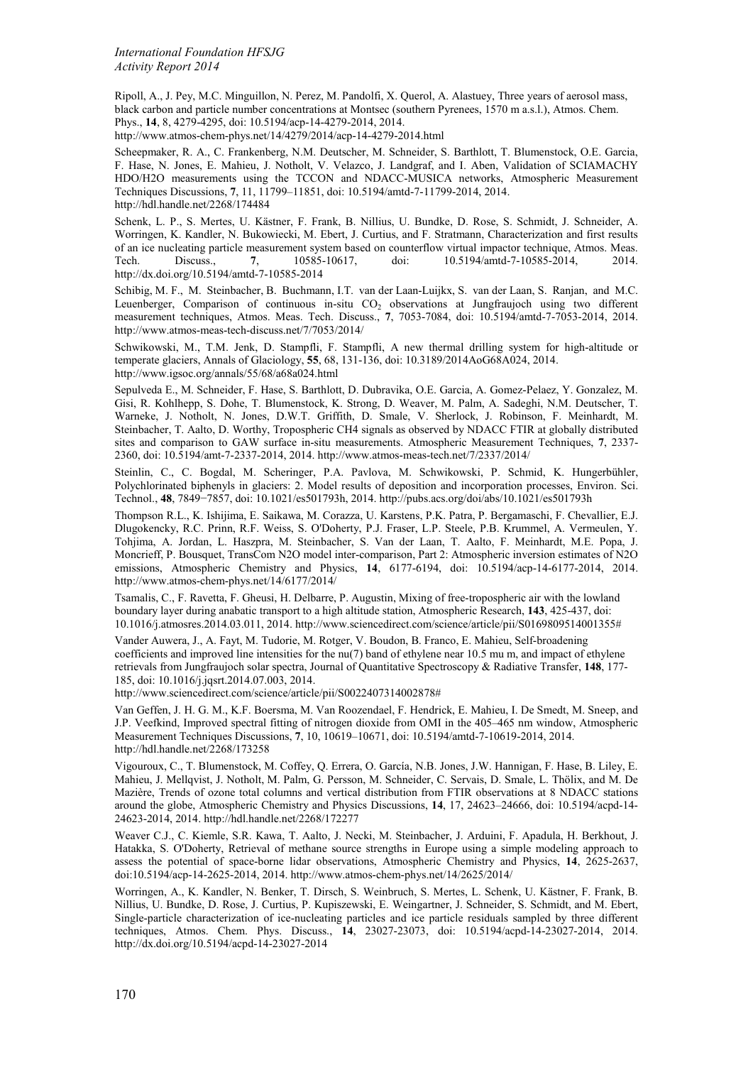Ripoll, A., J. Pey, M.C. Minguillon, N. Perez, M. Pandolfi, X. Querol, A. Alastuey, Three years of aerosol mass, black carbon and particle number concentrations at Montsec (southern Pyrenees, 1570 m a.s.l.), Atmos. Chem. Phys., **14**, 8, 4279-4295, doi: 10.5194/acp-14-4279-2014, 2014. http://www.atmos-chem-phys.net/14/4279/2014/acp-14-4279-2014.html

Scheepmaker, R. A., C. Frankenberg, N.M. Deutscher, M. Schneider, S. Barthlott, T. Blumenstock, O.E. Garcia, F. Hase, N. Jones, E. Mahieu, J. Notholt, V. Velazco, J. Landgraf, and I. Aben, Validation of SCIAMACHY HDO/H2O measurements using the TCCON and NDACC-MUSICA networks, Atmospheric Measurement Techniques Discussions, **7**, 11, 11799–11851, doi: 10.5194/amtd-7-11799-2014, 2014. http://hdl.handle.net/2268/174484

Schenk, L. P., S. Mertes, U. Kästner, F. Frank, B. Nillius, U. Bundke, D. Rose, S. Schmidt, J. Schneider, A. Worringen, K. Kandler, N. Bukowiecki, M. Ebert, J. Curtius, and F. Stratmann, Characterization and first results of an ice nucleating particle measurement system based on counterflow virtual impactor technique, Atmos. Meas. Tech. Discuss., **7**, 10585-10617, doi: 10.5194/amtd-7-10585-2014, 2014. http://dx.doi.org/10.5194/amtd-7-10585-2014

Schibig, M. F., M. Steinbacher, B. Buchmann, I.T. van der Laan-Luijkx, S. van der Laan, S. Ranjan, and M.C. Leuenberger, Comparison of continuous in-situ $CO_2$ observations at Jungfraujoch using two different measurement techniques, Atmos. Meas. Tech. Discuss., **7**, 7053-7084, doi: 10.5194/amtd-7-7053-2014, 2014. http://www.atmos-meas-tech-discuss.net/7/7053/2014/

Schwikowski, M., T.M. Jenk, D. Stampfli, F. Stampfli, A new thermal drilling system for high-altitude or temperate glaciers, Annals of Glaciology, **55**, 68, 131-136, doi: 10.3189/2014AoG68A024, 2014. http://www.igsoc.org/annals/55/68/a68a024.html

Sepulveda E., M. Schneider, F. Hase, S. Barthlott, D. Dubravika, O.E. Garcia, A. Gomez-Pelaez, Y. Gonzalez, M. Gisi, R. Kohlhepp, S. Dohe, T. Blumenstock, K. Strong, D. Weaver, M. Palm, A. Sadeghi, N.M. Deutscher, T. Warneke, J. Notholt, N. Jones, D.W.T. Griffith, D. Smale, V. Sherlock, J. Robinson, F. Meinhardt, M. Steinbacher, T. Aalto, D. Worthy, Tropospheric CH4 signals as observed by NDACC FTIR at globally distributed sites and comparison to GAW surface in-situ measurements. Atmospheric Measurement Techniques, **7**, 2337-2360, doi: 10.5194/amt-7-2337-2014, 2014. http://www.atmos-meas-tech.net/7/2337/2014/

Steinlin, C., C. Bogdal, M. Scheringer, P.A. Pavlova, M. Schwikowski, P. Schmid, K. Hungerbühler, Polychlorinated biphenyls in glaciers: 2. Model results of deposition and incorporation processes, Environ. Sci. Technol., **48**, 7849−7857, doi: 10.1021/es501793h, 2014. http://pubs.acs.org/doi/abs/10.1021/es501793h

Thompson R.L., K. Ishijima, E. Saikawa, M. Corazza, U. Karstens, P.K. Patra, P. Bergamaschi, F. Chevallier, E.J. Dlugokencky, R.G. Prinn, R.F. Weiss, S. O'Doherty, P.J. Fraser, L.P. Steele, P.B. Krummel, A. Vermeulen, Y. Tohjima, A. Jordan, L. Haszpra, M. Steinbacher, S. Van der Laan, T. Aalto, F. Meinhardt, M.E. Popa, J. Moncrieff, P. Bousquet, TransCom N2O model inter-comparison, Part 2: Atmospheric inversion estimates of N2O emissions, Atmospheric Chemistry and Physics, **14**, 6177-6194, doi: 10.5194/acp-14-6177-2014, 2014. http://www.atmos-chem-phys.net/14/6177/2014/

Tsamalis, C., F. Ravetta, F. Gheusi, H. Delbarre, P. Augustin, Mixing of free-tropospheric air with the lowland boundary layer during anabatic transport to a high altitude station, Atmospheric Research, **143**, 425-437, doi: 10.1016/j.atmosres.2014.03.011, 2014. http://www.sciencedirect.com/science/article/pii/S0169809514001355#

Vander Auwera, J., A. Fayt, M. Tudorie, M. Rotger, V. Boudon, B. Franco, E. Mahieu, Self-broadening coefficients and improved line intensities for the nu(7) band of ethylene near 10.5 mu m, and impact of ethylene retrievals from Jungfraujoch solar spectra, Journal of Quantitative Spectroscopy & Radiative Transfer, **148**, 177-185, doi: 10.1016/j.jqsrt.2014.07.003, 2014. http://www.sciencedirect.com/science/article/pii/S0022407314002878#

Van Geffen, J. H. G. M., K.F. Boersma, M. Van Roozendael, F. Hendrick, E. Mahieu, I. De Smedt, M. Sneep, and J.P. Veefkind, Improved spectral fitting of nitrogen dioxide from OMI in the 405–465 nm window, Atmospheric Measurement Techniques Discussions, **7**, 10, 10619–10671, doi: 10.5194/amtd-7-10619-2014, 2014. http://hdl.handle.net/2268/173258

Vigouroux, C., T. Blumenstock, M. Coffey, Q. Errera, O. García, N.B. Jones, J.W. Hannigan, F. Hase, B. Liley, E. Mahieu, J. Mellqvist, J. Notholt, M. Palm, G. Persson, M. Schneider, C. Servais, D. Smale, L. Thölix, and M. De Mazière, Trends of ozone total columns and vertical distribution from FTIR observations at 8 NDACC stations around the globe, Atmospheric Chemistry and Physics Discussions, **14**, 17, 24623–24666, doi: 10.5194/acpd-14-24623-2014, 2014. http://hdl.handle.net/2268/172277

Weaver C.J., C. Kiemle, S.R. Kawa, T. Aalto, J. Necki, M. Steinbacher, J. Arduini, F. Apadula, H. Berkhout, J. Hatakka, S. O'Doherty, Retrieval of methane source strengths in Europe using a simple modeling approach to assess the potential of space-borne lidar observations, Atmospheric Chemistry and Physics, **14**, 2625-2637, doi:10.5194/acp-14-2625-2014, 2014. http://www.atmos-chem-phys.net/14/2625/2014/

Worringen, A., K. Kandler, N. Benker, T. Dirsch, S. Weinbruch, S. Mertes, L. Schenk, U. Kästner, F. Frank, B. Nillius, U. Bundke, D. Rose, J. Curtius, P. Kupiszewski, E. Weingartner, J. Schneider, S. Schmidt, and M. Ebert, Single-particle characterization of ice-nucleating particles and ice particle residuals sampled by three different techniques, Atmos. Chem. Phys. Discuss., **14**, 23027-23073, doi: 10.5194/acpd-14-23027-2014, 2014. http://dx.doi.org/10.5194/acpd-14-23027-2014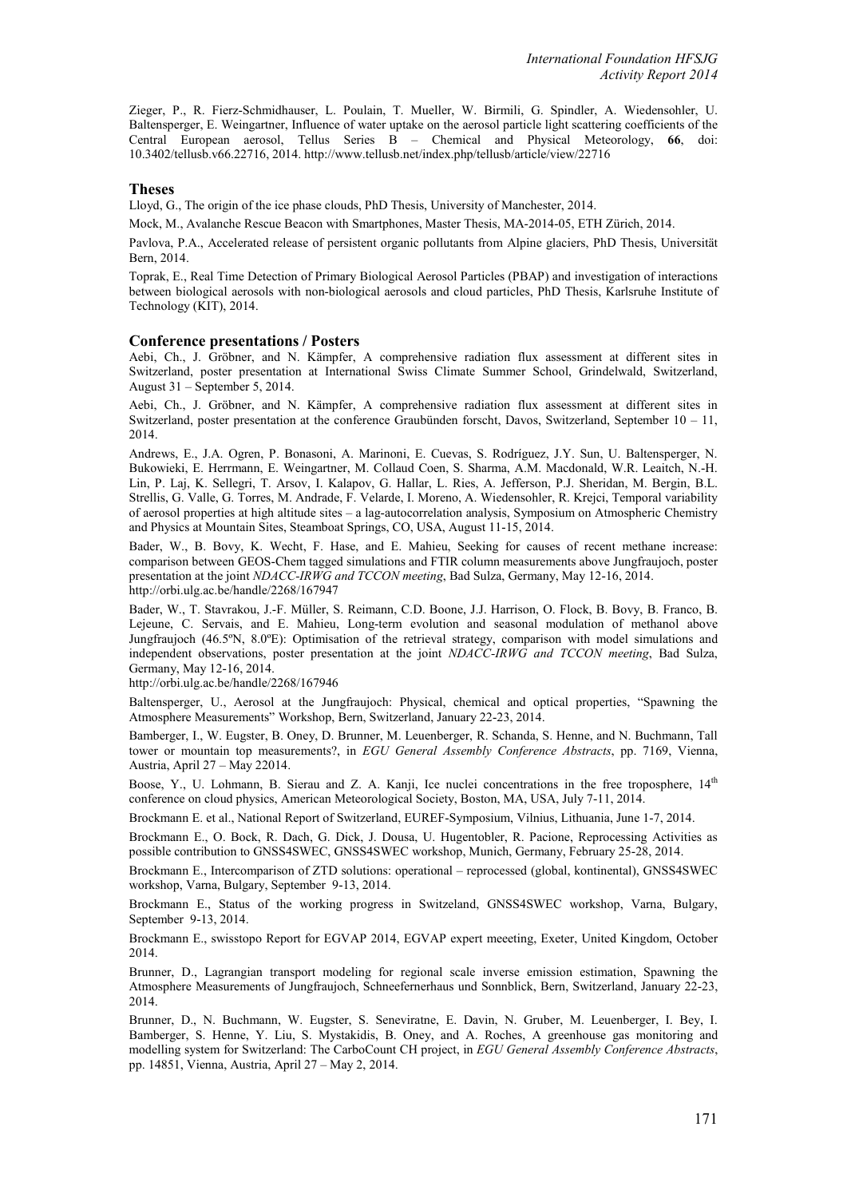Zieger, P., R. Fierz-Schmidhauser, L. Poulain, T. Mueller, W. Birmili, G. Spindler, A. Wiedensohler, U. Baltensperger, E. Weingartner, Influence of water uptake on the aerosol particle light scattering coefficients of the Central European aerosol, Tellus Series B – Chemical and Physical Meteorology, **66**, doi: 10.3402/tellusb.v66.22716, 2014. http://www.tellusb.net/index.php/tellusb/article/view/22716

### Theses

Lloyd, G., The origin of the ice phase clouds, PhD Thesis, University of Manchester, 2014.

Mock, M., Avalanche Rescue Beacon with Smartphones, Master Thesis, MA-2014-05, ETH Zürich, 2014.

Pavlova, P.A., Accelerated release of persistent organic pollutants from Alpine glaciers, PhD Thesis, Universität Bern, 2014.

Toprak, E., Real Time Detection of Primary Biological Aerosol Particles (PBAP) and investigation of interactions between biological aerosols with non-biological aerosols and cloud particles, PhD Thesis, Karlsruhe Institute of Technology (KIT), 2014.

### Conference presentations / Posters

Aebi, Ch., J. Gröbner, and N. Kämpfer, A comprehensive radiation flux assessment at different sites in Switzerland, poster presentation at International Swiss Climate Summer School, Grindelwald, Switzerland, August 31 – September 5, 2014.

Aebi, Ch., J. Gröbner, and N. Kämpfer, A comprehensive radiation flux assessment at different sites in Switzerland, poster presentation at the conference Graubünden forscht, Davos, Switzerland, September 10 – 11, 2014.

Andrews, E., J.A. Ogren, P. Bonasoni, A. Marinoni, E. Cuevas, S. Rodríguez, J.Y. Sun, U. Baltensperger, N. Bukowieki, E. Herrmann, E. Weingartner, M. Collaud Coen, S. Sharma, A.M. Macdonald, W.R. Leaitch, N.-H. Lin, P. Laj, K. Sellegri, T. Arsov, I. Kalapov, G. Hallar, L. Ries, A. Jefferson, P.J. Sheridan, M. Bergin, B.L. Strellis, G. Valle, G. Torres, M. Andrade, F. Velarde, I. Moreno, A. Wiedensohler, R. Krejci, Temporal variability of aerosol properties at high altitude sites – a lag-autocorrelation analysis, Symposium on Atmospheric Chemistry and Physics at Mountain Sites, Steamboat Springs, CO, USA, August 11-15, 2014.

Bader, W., B. Bovy, K. Wecht, F. Hase, and E. Mahieu, Seeking for causes of recent methane increase: comparison between GEOS-Chem tagged simulations and FTIR column measurements above Jungfraujoch, poster presentation at the joint *NDACC-IRWG and TCCON meeting*, Bad Sulza, Germany, May 12-16, 2014. http://orbi.ulg.ac.be/handle/2268/167947

Bader, W., T. Stavrakou, J.-F. Müller, S. Reimann, C.D. Boone, J.J. Harrison, O. Flock, B. Bovy, B. Franco, B. Lejeune, C. Servais, and E. Mahieu, Long-term evolution and seasonal modulation of methanol above Jungfraujoch (46.5ºN, 8.0ºE): Optimisation of the retrieval strategy, comparison with model simulations and independent observations, poster presentation at the joint *NDACC-IRWG and TCCON meeting*, Bad Sulza, Germany, May 12-16, 2014.
http://orbi.ulg.ac.be/handle/2268/167946

Baltensperger, U., Aerosol at the Jungfraujoch: Physical, chemical and optical properties, "Spawning the Atmosphere Measurements" Workshop, Bern, Switzerland, January 22-23, 2014.

Bamberger, I., W. Eugster, B. Oney, D. Brunner, M. Leuenberger, R. Schanda, S. Henne, and N. Buchmann, Tall tower or mountain top measurements?, in *EGU General Assembly Conference Abstracts*, pp. 7169, Vienna, Austria, April 27 – May 22014.

Boose, Y., U. Lohmann, B. Sierau and Z. A. Kanji, Ice nuclei concentrations in the free troposphere, 14[th] conference on cloud physics, American Meteorological Society, Boston, MA, USA, July 7-11, 2014.

Brockmann E. et al., National Report of Switzerland, EUREF-Symposium, Vilnius, Lithuania, June 1-7, 2014.

Brockmann E., O. Bock, R. Dach, G. Dick, J. Dousa, U. Hugentobler, R. Pacione, Reprocessing Activities as possible contribution to GNSS4SWEC, GNSS4SWEC workshop, Munich, Germany, February 25-28, 2014.

Brockmann E., Intercomparison of ZTD solutions: operational – reprocessed (global, kontinental), GNSS4SWEC workshop, Varna, Bulgary, September 9-13, 2014.

Brockmann E., Status of the working progress in Switzeland, GNSS4SWEC workshop, Varna, Bulgary, September 9-13, 2014.

Brockmann E., swisstopo Report for EGVAP 2014, EGVAP expert meeeting, Exeter, United Kingdom, October 2014.

Brunner, D., Lagrangian transport modeling for regional scale inverse emission estimation, Spawning the Atmosphere Measurements of Jungfraujoch, Schneefernerhaus und Sonnblick, Bern, Switzerland, January 22-23, 2014.

Brunner, D., N. Buchmann, W. Eugster, S. Seneviratne, E. Davin, N. Gruber, M. Leuenberger, I. Bey, I. Bamberger, S. Henne, Y. Liu, S. Mystakidis, B. Oney, and A. Roches, A greenhouse gas monitoring and modelling system for Switzerland: The CarboCount CH project, in *EGU General Assembly Conference Abstracts*, pp. 14851, Vienna, Austria, April 27 – May 2, 2014.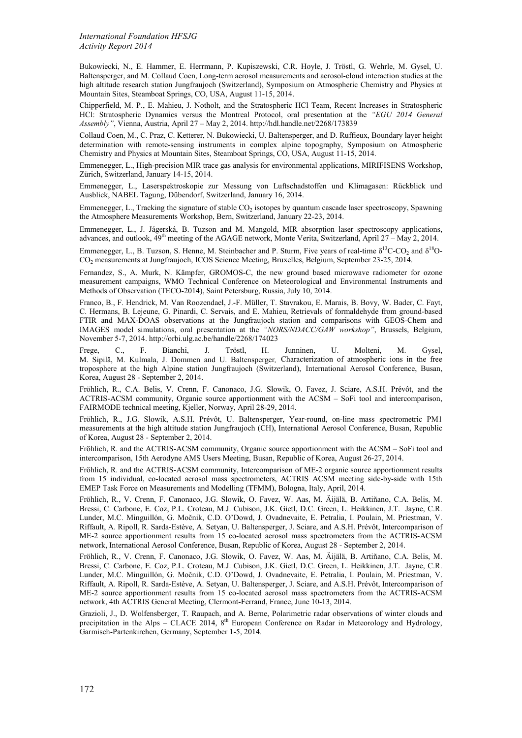Bukowiecki, N., E. Hammer, E. Herrmann, P. Kupiszewski, C.R. Hoyle, J. Tröstl, G. Wehrle, M. Gysel, U. Baltensperger, and M. Collaud Coen, Long-term aerosol measurements and aerosol-cloud interaction studies at the high altitude research station Jungfraujoch (Switzerland), Symposium on Atmospheric Chemistry and Physics at Mountain Sites, Steamboat Springs, CO, USA, August 11-15, 2014.

Chipperfield, M. P., E. Mahieu, J. Notholt, and the Stratospheric HCl Team, Recent Increases in Stratospheric HCl: Stratospheric Dynamics versus the Montreal Protocol, oral presentation at the *"EGU 2014 General Assembly"*, Vienna, Austria, April 27 – May 2, 2014. http://hdl.handle.net/2268/173839

Collaud Coen, M., C. Praz, C. Ketterer, N. Bukowiecki, U. Baltensperger, and D. Ruffieux, Boundary layer height determination with remote-sensing instruments in complex alpine topography, Symposium on Atmospheric Chemistry and Physics at Mountain Sites, Steamboat Springs, CO, USA, August 11-15, 2014.

Emmenegger, L., High-precision MIR trace gas analysis for environmental applications, MIRIFISENS Workshop, Zürich, Switzerland, January 14-15, 2014.

Emmenegger, L., Laserspektroskopie zur Messung von Luftschadstoffen und Klimagasen: Rückblick und Ausblick, NABEL Tagung, Dübendorf, Switzerland, January 16, 2014.

Emmenegger, L., Tracking the signature of stable $CO_2$ isotopes by quantum cascade laser spectroscopy, Spawning the Atmosphere Measurements Workshop, Bern, Switzerland, January 22-23, 2014.

Emmenegger, L., J. Jágerská, B. Tuzson and M. Mangold, MIR absorption laser spectroscopy applications, advances, and outlook, 49[th] meeting of the AGAGE network, Monte Verita, Switzerland, April 27 – May 2, 2014.

Emmenegger, L., B. Tuzson, S. Henne, M. Steinbacher and P. Sturm, Five years of real-time $\delta^{13}C$-$CO_2$ and $\delta^{18}O$-$CO_2$ measurements at Jungfraujoch, ICOS Science Meeting, Bruxelles, Belgium, September 23-25, 2014.

Fernandez, S., A. Murk, N. Kämpfer, GROMOS-C, the new ground based microwave radiometer for ozone measurement campaigns, WMO Technical Conference on Meteorological and Environmental Instruments and Methods of Observation (TECO-2014), Saint Petersburg, Russia, July 10, 2014.

Franco, B., F. Hendrick, M. Van Roozendael, J.-F. Müller, T. Stavrakou, E. Marais, B. Bovy, W. Bader, C. Fayt, C. Hermans, B. Lejeune, G. Pinardi, C. Servais, and E. Mahieu, Retrievals of formaldehyde from ground-based FTIR and MAX-DOAS observations at the Jungfraujoch station and comparisons with GEOS-Chem and IMAGES model simulations, oral presentation at the *"NORS/NDACC/GAW workshop"*, Brussels, Belgium, November 5-7, 2014. http://orbi.ulg.ac.be/handle/2268/174023

Frege, C., F. Bianchi, J. Tröstl, H. Junninen, U. Molteni, M. Gysel, M. Sipilä, M. Kulmala, J. Dommen and U. Baltensperger*,* Characterization of atmospheric ions in the free troposphere at the high Alpine station Jungfraujoch (Switzerland), International Aerosol Conference, Busan, Korea, August 28 - September 2, 2014.

Fröhlich, R., C.A. Belis, V. Crenn, F. Canonaco, J.G. Slowik, O. Favez, J. Sciare, A.S.H. Prévôt, and the ACTRIS-ACSM community, Organic source apportionment with the ACSM – SoFi tool and intercomparison, FAIRMODE technical meeting, Kjeller, Norway, April 28-29, 2014.

Fröhlich, R., J.G. Slowik, A.S.H. Prévôt, U. Baltensperger, Year-round, on-line mass spectrometric PM1 measurements at the high altitude station Jungfraujoch (CH), International Aerosol Conference, Busan, Republic of Korea, August 28 - September 2, 2014.

Fröhlich, R. and the ACTRIS-ACSM community, Organic source apportionment with the ACSM – SoFi tool and intercomparison, 15th Aerodyne AMS Users Meeting, Busan, Republic of Korea, August 26-27, 2014.

Fröhlich, R. and the ACTRIS-ACSM community, Intercomparison of ME-2 organic source apportionment results from 15 individual, co-located aerosol mass spectrometers, ACTRIS ACSM meeting side-by-side with 15th EMEP Task Force on Measurements and Modelling (TFMM), Bologna, Italy, April, 2014.

Fröhlich, R., V. Crenn, F. Canonaco, J.G. Slowik, O. Favez, W. Aas, M. Äijälä, B. Artiñano, C.A. Belis, M. Bressi, C. Carbone, E. Coz, P.L. Croteau, M.J. Cubison, J.K. Gietl, D.C. Green, L. Heikkinen, J.T. Jayne, C.R. Lunder, M.C. Minguillón, G. Močnik, C.D. O'Dowd, J. Ovadnevaite, E. Petralia, I. Poulain, M. Priestman, V. Riffault, A. Ripoll, R. Sarda-Estève, A. Setyan, U. Baltensperger, J. Sciare, and A.S.H. Prévôt, Intercomparison of ME-2 source apportionment results from 15 co-located aerosol mass spectrometers from the ACTRIS-ACSM network, International Aerosol Conference, Busan, Republic of Korea, August 28 - September 2, 2014.

Fröhlich, R., V. Crenn, F. Canonaco, J.G. Slowik, O. Favez, W. Aas, M. Äijälä, B. Artiñano, C.A. Belis, M. Bressi, C. Carbone, E. Coz, P.L. Croteau, M.J. Cubison, J.K. Gietl, D.C. Green, L. Heikkinen, J.T. Jayne, C.R. Lunder, M.C. Minguillón, G. Močnik, C.D. O'Dowd, J. Ovadnevaite, E. Petralia, I. Poulain, M. Priestman, V. Riffault, A. Ripoll, R. Sarda-Estève, A. Setyan, U. Baltensperger, J. Sciare, and A.S.H. Prévôt, Intercomparison of ME-2 source apportionment results from 15 co-located aerosol mass spectrometers from the ACTRIS-ACSM network, 4th ACTRIS General Meeting, Clermont-Ferrand, France, June 10-13, 2014.

Grazioli, J., D. Wolfensberger, T. Raupach, and A. Berne, Polarimetric radar observations of winter clouds and precipitation in the Alps – CLACE 2014, 8[th] European Conference on Radar in Meteorology and Hydrology, Garmisch-Partenkirchen, Germany, September 1-5, 2014.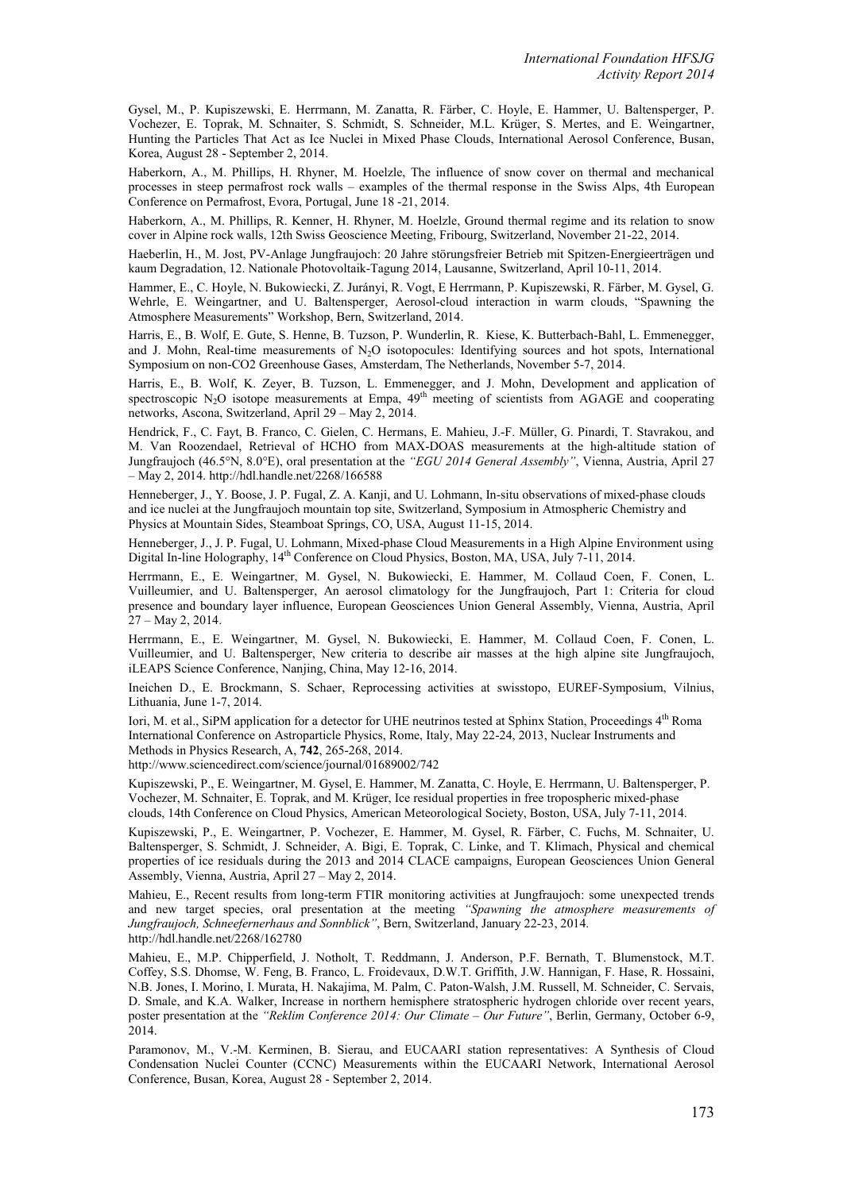Gysel, M., P. Kupiszewski, E. Herrmann, M. Zanatta, R. Färber, C. Hoyle, E. Hammer, U. Baltensperger, P. Vochezer, E. Toprak, M. Schnaiter, S. Schmidt, S. Schneider, M.L. Krüger, S. Mertes, and E. Weingartner, Hunting the Particles That Act as Ice Nuclei in Mixed Phase Clouds, International Aerosol Conference, Busan, Korea, August 28 - September 2, 2014.

Haberkorn, A., M. Phillips, H. Rhyner, M. Hoelzle, The influence of snow cover on thermal and mechanical processes in steep permafrost rock walls – examples of the thermal response in the Swiss Alps, 4th European Conference on Permafrost, Evora, Portugal, June 18 -21, 2014.

Haberkorn, A., M. Phillips, R. Kenner, H. Rhyner, M. Hoelzle, Ground thermal regime and its relation to snow cover in Alpine rock walls, 12th Swiss Geoscience Meeting, Fribourg, Switzerland, November 21-22, 2014.

Haeberlin, H., M. Jost, PV-Anlage Jungfraujoch: 20 Jahre störungsfreier Betrieb mit Spitzen-Energieerträgen und kaum Degradation, 12. Nationale Photovoltaik-Tagung 2014, Lausanne, Switzerland, April 10-11, 2014.

Hammer, E., C. Hoyle, N. Bukowiecki, Z. Jurányi, R. Vogt, E Herrmann, P. Kupiszewski, R. Färber, M. Gysel, G. Wehrle, E. Weingartner, and U. Baltensperger, Aerosol-cloud interaction in warm clouds, "Spawning the Atmosphere Measurements" Workshop, Bern, Switzerland, 2014.

Harris, E., B. Wolf, E. Gute, S. Henne, B. Tuzson, P. Wunderlin, R. Kiese, K. Butterbach-Bahl, L. Emmenegger, and J. Mohn, Real-time measurements of $N_2O$ isotopocules: Identifying sources and hot spots, International Symposium on non-CO2 Greenhouse Gases, Amsterdam, The Netherlands, November 5-7, 2014.

Harris, E., B. Wolf, K. Zeyer, B. Tuzson, L. Emmenegger, and J. Mohn, Development and application of spectroscopic $N_2O$ isotope measurements at Empa, 49[th] meeting of scientists from AGAGE and cooperating networks, Ascona, Switzerland, April 29 – May 2, 2014.

Hendrick, F., C. Fayt, B. Franco, C. Gielen, C. Hermans, E. Mahieu, J.-F. Müller, G. Pinardi, T. Stavrakou, and M. Van Roozendael, Retrieval of HCHO from MAX-DOAS measurements at the high-altitude station of Jungfraujoch (46.5°N, 8.0°E), oral presentation at the *"EGU 2014 General Assembly"*, Vienna, Austria, April 27 – May 2, 2014. http://hdl.handle.net/2268/166588

Henneberger, J., Y. Boose, J. P. Fugal, Z. A. Kanji, and U. Lohmann, In-situ observations of mixed-phase clouds and ice nuclei at the Jungfraujoch mountain top site, Switzerland, Symposium in Atmospheric Chemistry and Physics at Mountain Sides, Steamboat Springs, CO, USA, August 11-15, 2014.

Henneberger, J., J. P. Fugal, U. Lohmann, Mixed-phase Cloud Measurements in a High Alpine Environment using Digital In-line Holography, 14[th] Conference on Cloud Physics, Boston, MA, USA, July 7-11, 2014.

Herrmann, E., E. Weingartner, M. Gysel, N. Bukowiecki, E. Hammer, M. Collaud Coen, F. Conen, L. Vuilleumier, and U. Baltensperger, An aerosol climatology for the Jungfraujoch, Part 1: Criteria for cloud presence and boundary layer influence, European Geosciences Union General Assembly, Vienna, Austria, April 27 – May 2, 2014.

Herrmann, E., E. Weingartner, M. Gysel, N. Bukowiecki, E. Hammer, M. Collaud Coen, F. Conen, L. Vuilleumier, and U. Baltensperger, New criteria to describe air masses at the high alpine site Jungfraujoch, iLEAPS Science Conference, Nanjing, China, May 12-16, 2014.

Ineichen D., E. Brockmann, S. Schaer, Reprocessing activities at swisstopo, EUREF-Symposium, Vilnius, Lithuania, June 1-7, 2014.

Iori, M. et al., SiPM application for a detector for UHE neutrinos tested at Sphinx Station, Proceedings 4[th] Roma International Conference on Astroparticle Physics, Rome, Italy, May 22-24, 2013, Nuclear Instruments and Methods in Physics Research, A, **742**, 265-268, 2014.
http://www.sciencedirect.com/science/journal/01689002/742

Kupiszewski, P., E. Weingartner, M. Gysel, E. Hammer, M. Zanatta, C. Hoyle, E. Herrmann, U. Baltensperger, P. Vochezer, M. Schnaiter, E. Toprak, and M. Krüger, Ice residual properties in free tropospheric mixed-phase clouds, 14th Conference on Cloud Physics, American Meteorological Society, Boston, USA, July 7-11, 2014.

Kupiszewski, P., E. Weingartner, P. Vochezer, E. Hammer, M. Gysel, R. Färber, C. Fuchs, M. Schnaiter, U. Baltensperger, S. Schmidt, J. Schneider, A. Bigi, E. Toprak, C. Linke, and T. Klimach, Physical and chemical properties of ice residuals during the 2013 and 2014 CLACE campaigns, European Geosciences Union General Assembly, Vienna, Austria, April 27 – May 2, 2014.

Mahieu, E., Recent results from long-term FTIR monitoring activities at Jungfraujoch: some unexpected trends and new target species, oral presentation at the meeting *"Spawning the atmosphere measurements of Jungfraujoch, Schneefernerhaus and Sonnblick"*, Bern, Switzerland, January 22-23, 2014.
http://hdl.handle.net/2268/162780

Mahieu, E., M.P. Chipperfield, J. Notholt, T. Reddmann, J. Anderson, P.F. Bernath, T. Blumenstock, M.T. Coffey, S.S. Dhomse, W. Feng, B. Franco, L. Froidevaux, D.W.T. Griffith, J.W. Hannigan, F. Hase, R. Hossaini, N.B. Jones, I. Morino, I. Murata, H. Nakajima, M. Palm, C. Paton-Walsh, J.M. Russell, M. Schneider, C. Servais, D. Smale, and K.A. Walker, Increase in northern hemisphere stratospheric hydrogen chloride over recent years, poster presentation at the *"Reklim Conference 2014: Our Climate – Our Future"*, Berlin, Germany, October 6-9, 2014.

Paramonov, M., V.-M. Kerminen, B. Sierau, and EUCAARI station representatives: A Synthesis of Cloud Condensation Nuclei Counter (CCNC) Measurements within the EUCAARI Network, International Aerosol Conference, Busan, Korea, August 28 - September 2, 2014.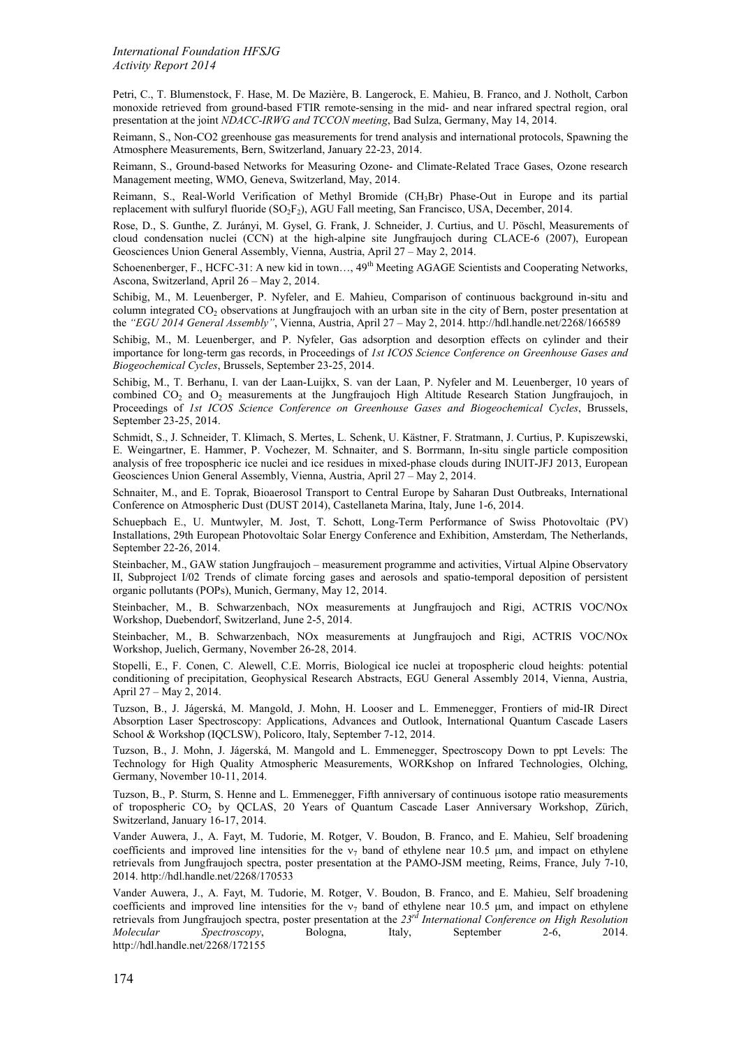Petri, C., T. Blumenstock, F. Hase, M. De Mazière, B. Langerock, E. Mahieu, B. Franco, and J. Notholt, Carbon monoxide retrieved from ground-based FTIR remote-sensing in the mid- and near infrared spectral region, oral presentation at the joint *NDACC-IRWG and TCCON meeting*, Bad Sulza, Germany, May 14, 2014.

Reimann, S., Non-CO2 greenhouse gas measurements for trend analysis and international protocols, Spawning the Atmosphere Measurements, Bern, Switzerland, January 22-23, 2014.

Reimann, S., Ground-based Networks for Measuring Ozone- and Climate-Related Trace Gases, Ozone research Management meeting, WMO, Geneva, Switzerland, May, 2014.

Reimann, S., Real-World Verification of Methyl Bromide ($CH_3Br$) Phase-Out in Europe and its partial replacement with sulfuryl fluoride ($SO_2F_2$), AGU Fall meeting, San Francisco, USA, December, 2014.

Rose, D., S. Gunthe, Z. Jurányi, M. Gysel, G. Frank, J. Schneider, J. Curtius, and U. Pöschl, Measurements of cloud condensation nuclei (CCN) at the high-alpine site Jungfraujoch during CLACE-6 (2007), European Geosciences Union General Assembly, Vienna, Austria, April 27 – May 2, 2014.

Schoenenberger, F., HCFC-31: A new kid in town…, 49th Meeting AGAGE Scientists and Cooperating Networks, Ascona, Switzerland, April 26 – May 2, 2014.

Schibig, M., M. Leuenberger, P. Nyfeler, and E. Mahieu, Comparison of continuous background in-situ and column integrated $CO_2$ observations at Jungfraujoch with an urban site in the city of Bern, poster presentation at the *"EGU 2014 General Assembly"*, Vienna, Austria, April 27 – May 2, 2014. http://hdl.handle.net/2268/166589

Schibig, M., M. Leuenberger, and P. Nyfeler, Gas adsorption and desorption effects on cylinder and their importance for long-term gas records, in Proceedings of *1st ICOS Science Conference on Greenhouse Gases and Biogeochemical Cycles*, Brussels, September 23-25, 2014.

Schibig, M., T. Berhanu, I. van der Laan-Luijkx, S. van der Laan, P. Nyfeler and M. Leuenberger, 10 years of combined $CO_2$ and $O_2$ measurements at the Jungfraujoch High Altitude Research Station Jungfraujoch, in Proceedings of *1st ICOS Science Conference on Greenhouse Gases and Biogeochemical Cycles*, Brussels, September 23-25, 2014.

Schmidt, S., J. Schneider, T. Klimach, S. Mertes, L. Schenk, U. Kästner, F. Stratmann, J. Curtius, P. Kupiszewski, E. Weingartner, E. Hammer, P. Vochezer, M. Schnaiter, and S. Borrmann, In-situ single particle composition analysis of free tropospheric ice nuclei and ice residues in mixed-phase clouds during INUIT-JFJ 2013, European Geosciences Union General Assembly, Vienna, Austria, April 27 – May 2, 2014.

Schnaiter, M., and E. Toprak, Bioaerosol Transport to Central Europe by Saharan Dust Outbreaks, International Conference on Atmospheric Dust (DUST 2014), Castellaneta Marina, Italy, June 1-6, 2014.

Schuepbach E., U. Muntwyler, M. Jost, T. Schott, Long-Term Performance of Swiss Photovoltaic (PV) Installations, 29th European Photovoltaic Solar Energy Conference and Exhibition, Amsterdam, The Netherlands, September 22-26, 2014.

Steinbacher, M., GAW station Jungfraujoch – measurement programme and activities, Virtual Alpine Observatory II, Subproject I/02 Trends of climate forcing gases and aerosols and spatio-temporal deposition of persistent organic pollutants (POPs), Munich, Germany, May 12, 2014.

Steinbacher, M., B. Schwarzenbach, NOx measurements at Jungfraujoch and Rigi, ACTRIS VOC/NOx Workshop, Duebendorf, Switzerland, June 2-5, 2014.

Steinbacher, M., B. Schwarzenbach, NOx measurements at Jungfraujoch and Rigi, ACTRIS VOC/NOx Workshop, Juelich, Germany, November 26-28, 2014.

Stopelli, E., F. Conen, C. Alewell, C.E. Morris, Biological ice nuclei at tropospheric cloud heights: potential conditioning of precipitation, Geophysical Research Abstracts, EGU General Assembly 2014, Vienna, Austria, April 27 – May 2, 2014.

Tuzson, B., J. Jágerská, M. Mangold, J. Mohn, H. Looser and L. Emmenegger, Frontiers of mid-IR Direct Absorption Laser Spectroscopy: Applications, Advances and Outlook, International Quantum Cascade Lasers School & Workshop (IQCLSW), Policoro, Italy, September 7-12, 2014.

Tuzson, B., J. Mohn, J. Jágerská, M. Mangold and L. Emmenegger, Spectroscopy Down to ppt Levels: The Technology for High Quality Atmospheric Measurements, WORKshop on Infrared Technologies, Olching, Germany, November 10-11, 2014.

Tuzson, B., P. Sturm, S. Henne and L. Emmenegger, Fifth anniversary of continuous isotope ratio measurements of tropospheric $CO_2$ by QCLAS, 20 Years of Quantum Cascade Laser Anniversary Workshop, Zürich, Switzerland, January 16-17, 2014.

Vander Auwera, J., A. Fayt, M. Tudorie, M. Rotger, V. Boudon, B. Franco, and E. Mahieu, Self broadening coefficients and improved line intensities for the $\nu_7$ band of ethylene near 10.5 μm, and impact on ethylene retrievals from Jungfraujoch spectra, poster presentation at the PAMO-JSM meeting, Reims, France, July 7-10, 2014. http://hdl.handle.net/2268/170533

Vander Auwera, J., A. Fayt, M. Tudorie, M. Rotger, V. Boudon, B. Franco, and E. Mahieu, Self broadening coefficients and improved line intensities for the $\nu_7$ band of ethylene near 10.5 μm, and impact on ethylene retrievals from Jungfraujoch spectra, poster presentation at the *23rd International Conference on High Resolution Molecular Spectroscopy*, Bologna, Italy, September 2-6, 2014. http://hdl.handle.net/2268/172155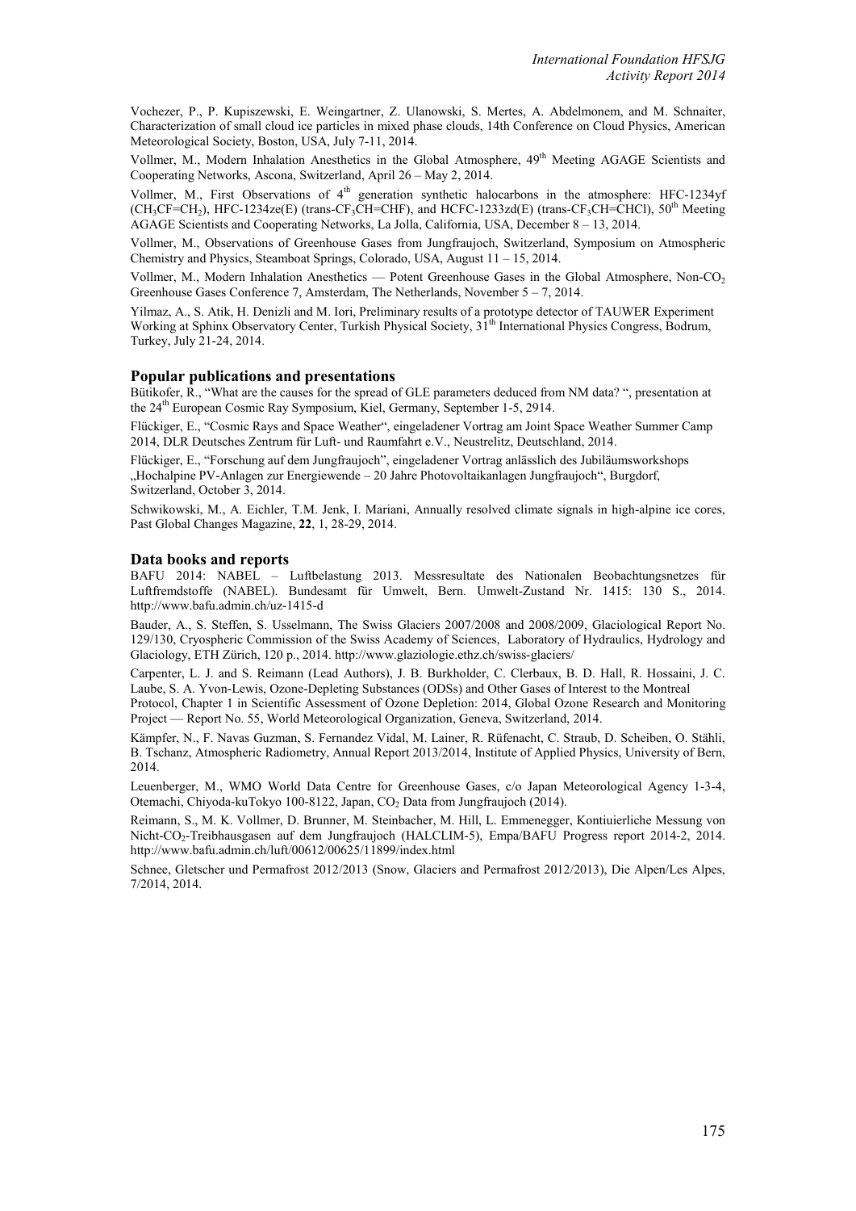Vochezer, P., P. Kupiszewski, E. Weingartner, Z. Ulanowski, S. Mertes, A. Abdelmonem, and M. Schnaiter, Characterization of small cloud ice particles in mixed phase clouds, 14th Conference on Cloud Physics, American Meteorological Society, Boston, USA, July 7-11, 2014.

Vollmer, M., Modern Inhalation Anesthetics in the Global Atmosphere, 49th Meeting AGAGE Scientists and Cooperating Networks, Ascona, Switzerland, April 26 – May 2, 2014.

Vollmer, M., First Observations of 4th generation synthetic halocarbons in the atmosphere: HFC-1234yf ($CH_3CF=CH_2$), HFC-1234ze(E) (trans-$CF_3CH=CHF$), and HCFC-1233zd(E) (trans-$CF_3CH=CHCl$), 50th Meeting AGAGE Scientists and Cooperating Networks, La Jolla, California, USA, December 8 – 13, 2014.

Vollmer, M., Observations of Greenhouse Gases from Jungfraujoch, Switzerland, Symposium on Atmospheric Chemistry and Physics, Steamboat Springs, Colorado, USA, August 11 – 15, 2014.

Vollmer, M., Modern Inhalation Anesthetics — Potent Greenhouse Gases in the Global Atmosphere, Non-$CO_2$ Greenhouse Gases Conference 7, Amsterdam, The Netherlands, November 5 – 7, 2014.

Yilmaz, A., S. Atik, H. Denizli and M. Iori, Preliminary results of a prototype detector of TAUWER Experiment Working at Sphinx Observatory Center, Turkish Physical Society, 31th International Physics Congress, Bodrum, Turkey, July 21-24, 2014.

### Popular publications and presentations

Bütikofer, R., "What are the causes for the spread of GLE parameters deduced from NM data? ", presentation at the 24th European Cosmic Ray Symposium, Kiel, Germany, September 1-5, 2914.

Flückiger, E., "Cosmic Rays and Space Weather", eingeladener Vortrag am Joint Space Weather Summer Camp 2014, DLR Deutsches Zentrum für Luft- und Raumfahrt e.V., Neustrelitz, Deutschland, 2014.

Flückiger, E., "Forschung auf dem Jungfraujoch", eingeladener Vortrag anlässlich des Jubiläumsworkshops „Hochalpine PV-Anlagen zur Energiewende – 20 Jahre Photovoltaikanlagen Jungfraujoch", Burgdorf, Switzerland, October 3, 2014.

Schwikowski, M., A. Eichler, T.M. Jenk, I. Mariani, Annually resolved climate signals in high-alpine ice cores, Past Global Changes Magazine, **22**, 1, 28-29, 2014.

### Data books and reports

BAFU 2014: NABEL – Luftbelastung 2013. Messresultate des Nationalen Beobachtungsnetzes für Luftfremdstoffe (NABEL). Bundesamt für Umwelt, Bern. Umwelt-Zustand Nr. 1415: 130 S., 2014. http://www.bafu.admin.ch/uz-1415-d

Bauder, A., S. Steffen, S. Usselmann, The Swiss Glaciers 2007/2008 and 2008/2009, Glaciological Report No. 129/130, Cryospheric Commission of the Swiss Academy of Sciences, Laboratory of Hydraulics, Hydrology and Glaciology, ETH Zürich, 120 p., 2014. http://www.glaziologie.ethz.ch/swiss-glaciers/

Carpenter, L. J. and S. Reimann (Lead Authors), J. B. Burkholder, C. Clerbaux, B. D. Hall, R. Hossaini, J. C. Laube, S. A. Yvon-Lewis, Ozone-Depleting Substances (ODSs) and Other Gases of Interest to the Montreal Protocol, Chapter 1 in Scientific Assessment of Ozone Depletion: 2014, Global Ozone Research and Monitoring Project — Report No. 55, World Meteorological Organization, Geneva, Switzerland, 2014.

Kämpfer, N., F. Navas Guzman, S. Fernandez Vidal, M. Lainer, R. Rüfenacht, C. Straub, D. Scheiben, O. Stähli, B. Tschanz, Atmospheric Radiometry, Annual Report 2013/2014, Institute of Applied Physics, University of Bern, 2014.

Leuenberger, M., WMO World Data Centre for Greenhouse Gases, c/o Japan Meteorological Agency 1-3-4, Otemachi, Chiyoda-kuTokyo 100-8122, Japan, $CO_2$ Data from Jungfraujoch (2014).

Reimann, S., M. K. Vollmer, D. Brunner, M. Steinbacher, M. Hill, L. Emmenegger, Kontiuierliche Messung von Nicht-$CO_2$-Treibhausgasen auf dem Jungfraujoch (HALCLIM-5), Empa/BAFU Progress report 2014-2, 2014. http://www.bafu.admin.ch/luft/00612/00625/11899/index.html

Schnee, Gletscher und Permafrost 2012/2013 (Snow, Glaciers and Permafrost 2012/2013), Die Alpen/Les Alpes, 7/2014, 2014.